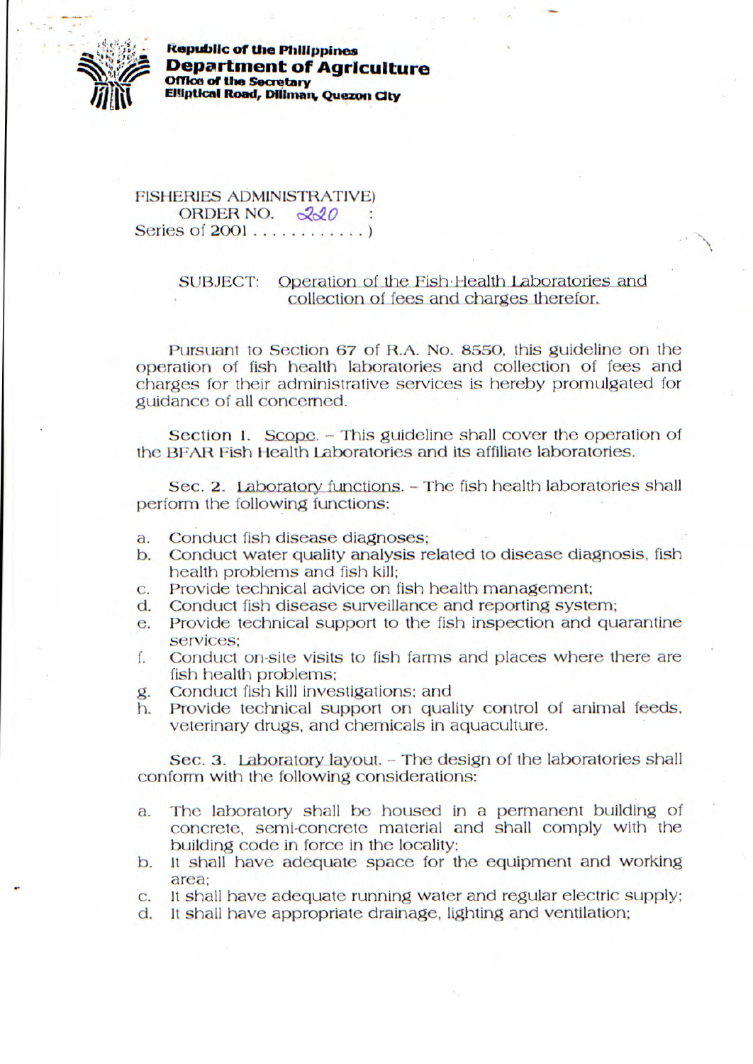**Republic of the Philippines**
**Department of Agriculture**
**Office of the Secretary**
**Elliptical Road, Diliman, Quezon City**

FISHERIES ADMINISTRATIVE)
ORDER NO. 220 :
Series of 2001 . . . . . . . . . . . )

SUBJECT: Operation of the Fish Health Laboratories and collection of fees and charges therefor.

Pursuant to Section 67 of R.A. No. 8550, this guideline on the operation of fish health laboratories and collection of fees and charges for their administrative services is hereby promulgated for guidance of all concerned.

Section 1. Scope. – This guideline shall cover the operation of the BFAR Fish Health Laboratories and its affiliate laboratories.

Sec. 2. Laboratory functions. – The fish health laboratories shall perform the following functions:

a. Conduct fish disease diagnoses;
b. Conduct water quality analysis related to disease diagnosis, fish health problems and fish kill;
c. Provide technical advice on fish health management;
d. Conduct fish disease surveillance and reporting system;
e. Provide technical support to the fish inspection and quarantine services;
f. Conduct on-site visits to fish farms and places where there are fish health problems;
g. Conduct fish kill investigations; and
h. Provide technical support on quality control of animal feeds, veterinary drugs, and chemicals in aquaculture.

Sec. 3. Laboratory layout. – The design of the laboratories shall conform with the following considerations:

a. The laboratory shall be housed in a permanent building of concrete, semi-concrete material and shall comply with the building code in force in the locality;
b. It shall have adequate space for the equipment and working area;
c. It shall have adequate running water and regular electric supply;
d. It shall have appropriate drainage, lighting and ventilation;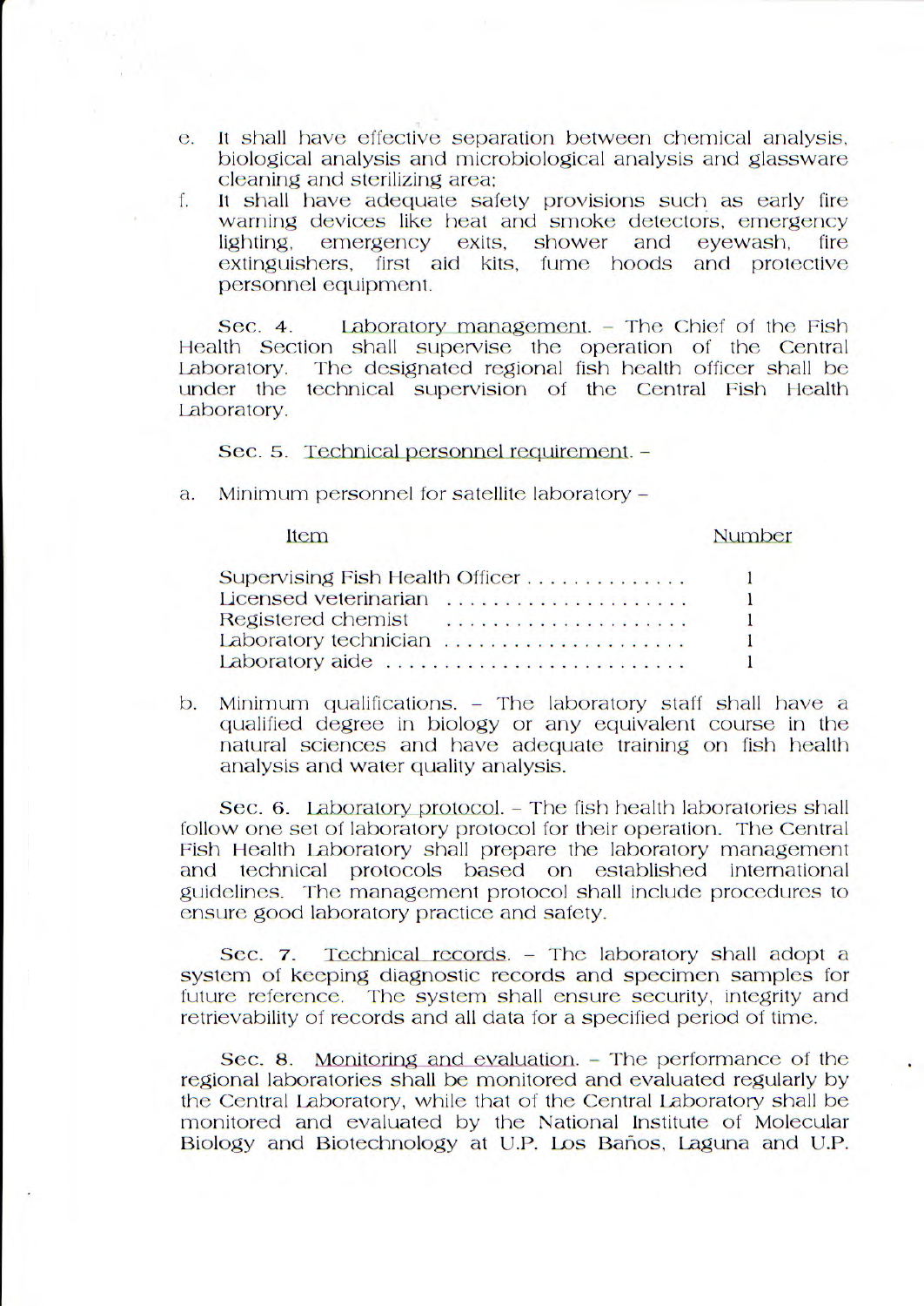e. It shall have effective separation between chemical analysis, biological analysis and microbiological analysis and glassware cleaning and sterilizing area;

f. It shall have adequate safety provisions such as early fire warning devices like heat and smoke detectors, emergency lighting, emergency exits, shower and eyewash, fire extinguishers, first aid kits, fume hoods and protective personnel equipment.

Sec. 4. Laboratory management. – The Chief of the Fish Health Section shall supervise the operation of the Central Laboratory. The designated regional fish health officer shall be under the technical supervision of the Central Fish Health Laboratory.

Sec. 5. Technical personnel requirement. –

a. Minimum personnel for satellite laboratory –

| Item | Number |
|---|---|
| Supervising Fish Health Officer | 1 |
| Licensed veterinarian | 1 |
| Registered chemist | 1 |
| Laboratory technician | 1 |
| Laboratory aide | 1 |

b. Minimum qualifications. – The laboratory staff shall have a qualified degree in biology or any equivalent course in the natural sciences and have adequate training on fish health analysis and water quality analysis.

Sec. 6. Laboratory protocol. – The fish health laboratories shall follow one set of laboratory protocol for their operation. The Central Fish Health Laboratory shall prepare the laboratory management and technical protocols based on established international guidelines. The management protocol shall include procedures to ensure good laboratory practice and safety.

Sec. 7. Technical records. – The laboratory shall adopt a system of keeping diagnostic records and specimen samples for future reference. The system shall ensure security, integrity and retrievability of records and all data for a specified period of time.

Sec. 8. Monitoring and evaluation. – The performance of the regional laboratories shall be monitored and evaluated regularly by the Central Laboratory, while that of the Central Laboratory shall be monitored and evaluated by the National Institute of Molecular Biology and Biotechnology at U.P. Los Baños, Laguna and U.P.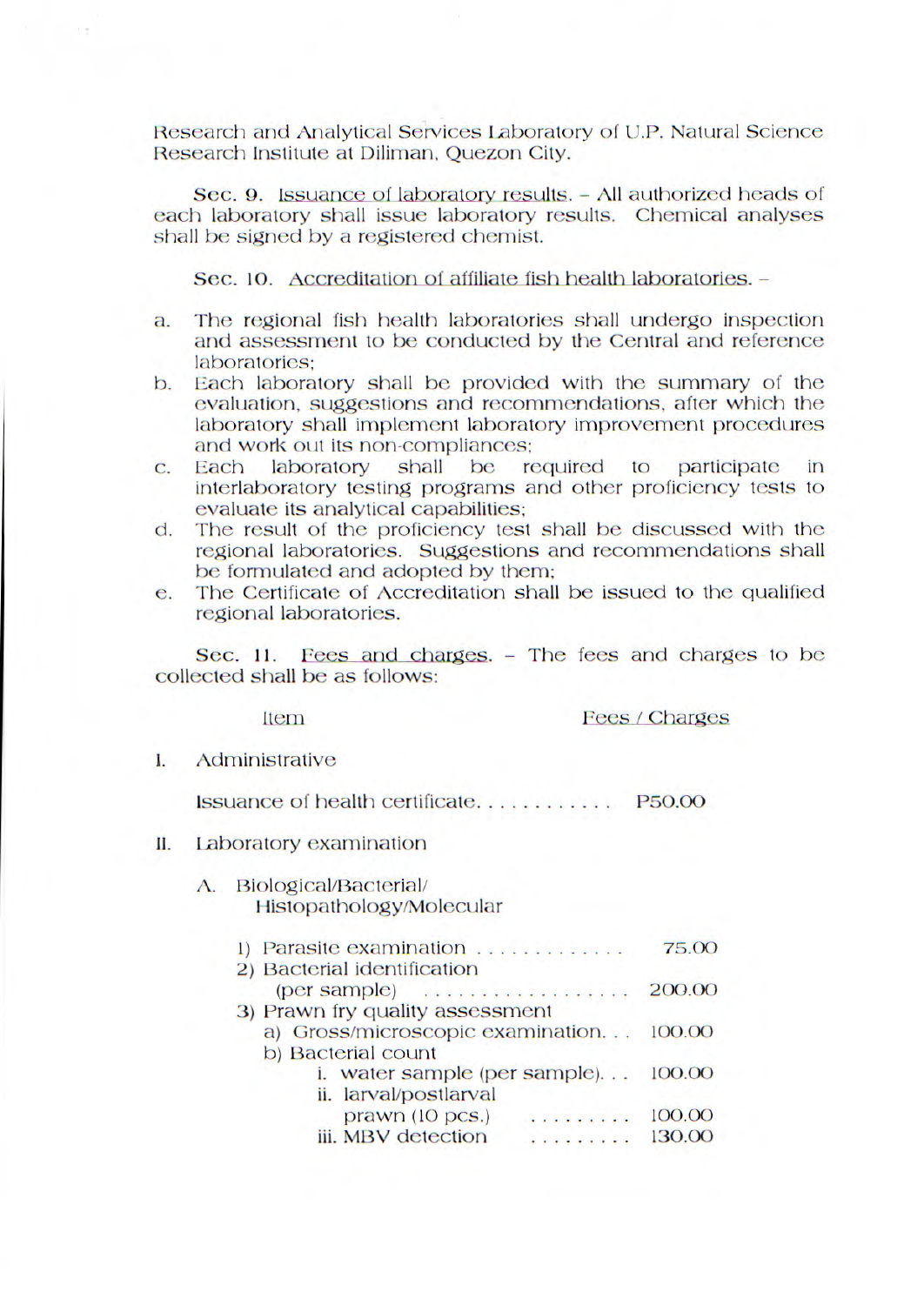Research and Analytical Services Laboratory of U.P. Natural Science Research Institute at Diliman, Quezon City.

Sec. 9. Issuance of laboratory results. – All authorized heads of each laboratory shall issue laboratory results. Chemical analyses shall be signed by a registered chemist.

Sec. 10. Accreditation of affiliate fish health laboratories. –

a. The regional fish health laboratories shall undergo inspection and assessment to be conducted by the Central and reference laboratories;
b. Each laboratory shall be provided with the summary of the evaluation, suggestions and recommendations, after which the laboratory shall implement laboratory improvement procedures and work out its non-compliances;
c. Each laboratory shall be required to participate in interlaboratory testing programs and other proficiency tests to evaluate its analytical capabilities;
d. The result of the proficiency test shall be discussed with the regional laboratories. Suggestions and recommendations shall be formulated and adopted by them;
e. The Certificate of Accreditation shall be issued to the qualified regional laboratories.

Sec. 11. Fees and charges. – The fees and charges to be collected shall be as follows:

| Item | Fees / Charges |
|---|---|
| I. Administrative | |
| Issuance of health certificate. . . . . . . . . . . . | P50.00 |
| II. Laboratory examination | |
| A. Biological/Bacterial/ Histopathology/Molecular | |
| 1) Parasite examination . . . . . . . . . . . . . | 75.00 |
| 2) Bacterial identification (per sample) . . . . . . . . . . . . . . . . . | 200.00 |
| 3) Prawn fry quality assessment | |
| a) Gross/microscopic examination. . . | 100.00 |
| b) Bacterial count | |
| i. water sample (per sample). . . | 100.00 |
| ii. larval/postlarval prawn (10 pcs.) . . . . . . . . . | 100.00 |
| iii. MBV detection . . . . . . . . . | 130.00 |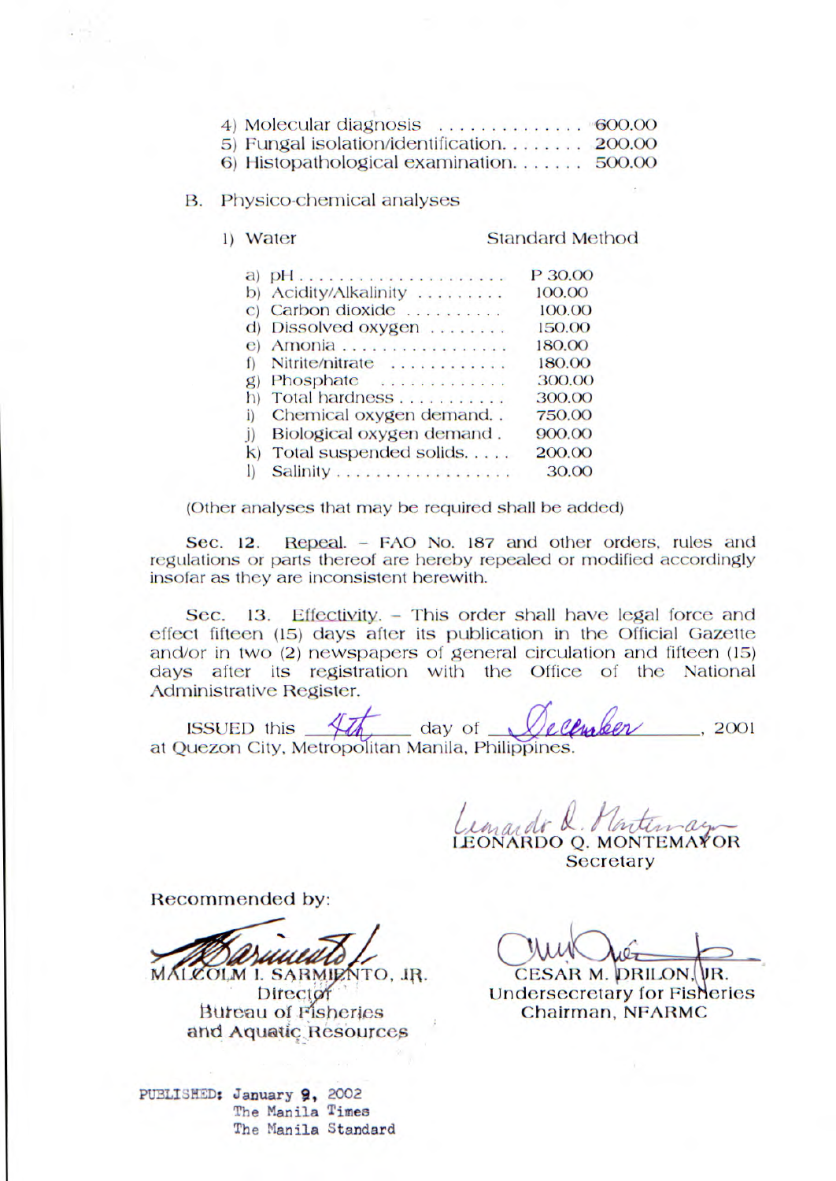4) Molecular diagnosis .............. 600.00
5) Fungal isolation/identification......... 200.00
6) Histopathological examination....... 500.00

B. Physico-chemical analyses

1) Water — Standard Method

| | |
|---|---|
| a) pH ...................... | P 30.00 |
| b) Acidity/Alkalinity ......... | 100.00 |
| c) Carbon dioxide .......... | 100.00 |
| d) Dissolved oxygen ........ | 150.00 |
| e) Amonia ................. | 180.00 |
| f) Nitrite/nitrate ........... | 180.00 |
| g) Phosphate ............. | 300.00 |
| h) Total hardness .......... | 300.00 |
| i) Chemical oxygen demand. . | 750.00 |
| j) Biological oxygen demand . | 900.00 |
| k) Total suspended solids. .... | 200.00 |
| l) Salinity .................. | 30.00 |

(Other analyses that may be required shall be added)

Sec. 12. Repeal. – FAO No. 187 and other orders, rules and regulations or parts thereof are hereby repealed or modified accordingly insofar as they are inconsistent herewith.

Sec. 13. Effectivity. – This order shall have legal force and effect fifteen (15) days after its publication in the Official Gazette and/or in two (2) newspapers of general circulation and fifteen (15) days after its registration with the Office of the National Administrative Register.

ISSUED this 4th day of December, 2001 at Quezon City, Metropolitan Manila, Philippines.

LEONARDO Q. MONTEMAYOR
Secretary

Recommended by:

MALCOLM I. SARMIENTO, JR.
Director
Bureau of Fisheries and Aquatic Resources

CESAR M. DRILON, JR.
Undersecretary for Fisheries
Chairman, NFARMC

PUBLISHED: January 9, 2002
The Manila Times
The Manila Standard